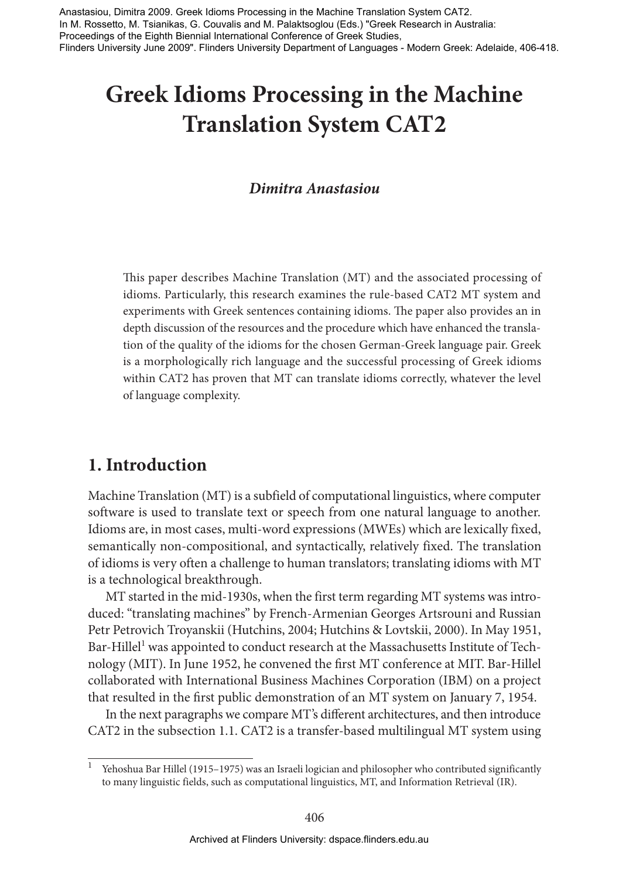Anastasiou, Dimitra 2009. Greek Idioms Processing in the Machine Translation System CAT2.
In M. Rossetto, M. Tsianikas, G. Couvalis and M. Palaktsoglou (Eds.) "Greek Research in Australia: Proceedings of the Eighth Biennial International Conference of Greek Studies, Flinders University June 2009". Flinders University Department of Languages - Modern Greek: Adelaide, 406-418.

# Greek Idioms Processing in the Machine Translation System CAT2

***Dimitra Anastasiou***

This paper describes Machine Translation (MT) and the associated processing of idioms. Particularly, this research examines the rule-based CAT2 MT system and experiments with Greek sentences containing idioms. The paper also provides an in depth discussion of the resources and the procedure which have enhanced the translation of the quality of the idioms for the chosen German-Greek language pair. Greek is a morphologically rich language and the successful processing of Greek idioms within CAT2 has proven that MT can translate idioms correctly, whatever the level of language complexity.

## 1. Introduction

Machine Translation (MT) is a subfield of computational linguistics, where computer software is used to translate text or speech from one natural language to another. Idioms are, in most cases, multi-word expressions (MWEs) which are lexically fixed, semantically non-compositional, and syntactically, relatively fixed. The translation of idioms is very often a challenge to human translators; translating idioms with MT is a technological breakthrough.

MT started in the mid-1930s, when the first term regarding MT systems was introduced: "translating machines" by French-Armenian Georges Artsrouni and Russian Petr Petrovich Troyanskii (Hutchins, 2004; Hutchins & Lovtskii, 2000). In May 1951, Bar-Hillel[1] was appointed to conduct research at the Massachusetts Institute of Technology (MIT). In June 1952, he convened the first MT conference at MIT. Bar-Hillel collaborated with International Business Machines Corporation (IBM) on a project that resulted in the first public demonstration of an MT system on January 7, 1954.

In the next paragraphs we compare MT's different architectures, and then introduce CAT2 in the subsection 1.1. CAT2 is a transfer-based multilingual MT system using

[1] Yehoshua Bar Hillel (1915–1975) was an Israeli logician and philosopher who contributed significantly to many linguistic fields, such as computational linguistics, MT, and Information Retrieval (IR).

Archived at Flinders University: dspace.flinders.edu.au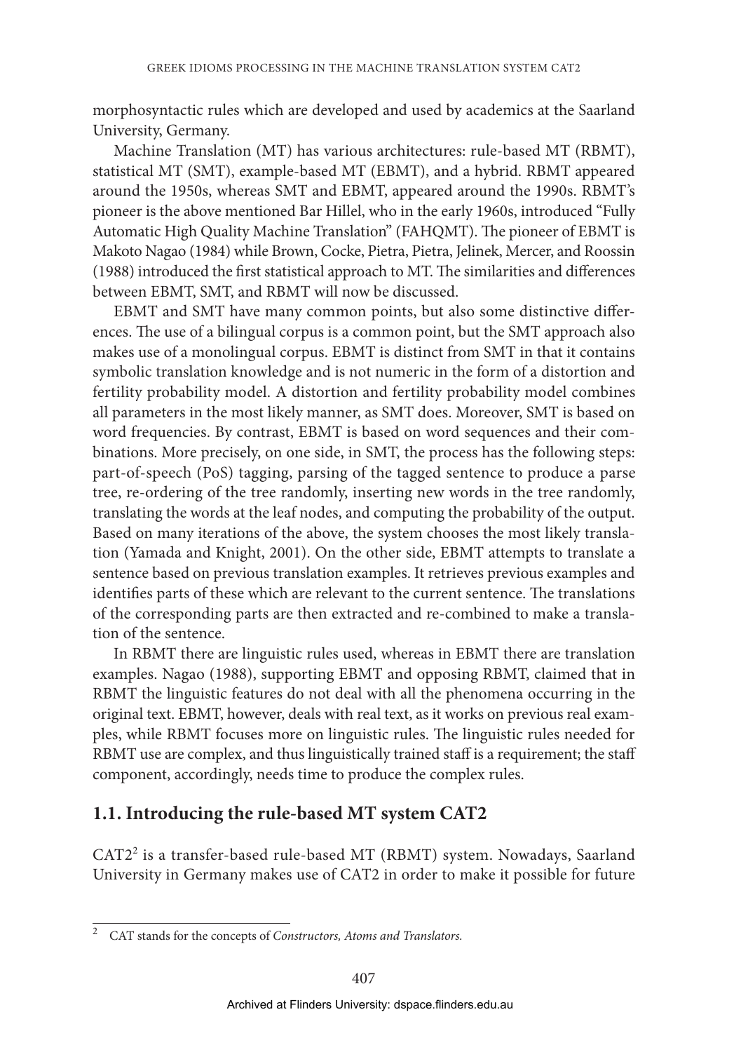morphosyntactic rules which are developed and used by academics at the Saarland University, Germany.

Machine Translation (MT) has various architectures: rule-based MT (RBMT), statistical MT (SMT), example-based MT (EBMT), and a hybrid. RBMT appeared around the 1950s, whereas SMT and EBMT, appeared around the 1990s. RBMT's pioneer is the above mentioned Bar Hillel, who in the early 1960s, introduced "Fully Automatic High Quality Machine Translation" (FAHQMT). The pioneer of EBMT is Makoto Nagao (1984) while Brown, Cocke, Pietra, Pietra, Jelinek, Mercer, and Roossin (1988) introduced the first statistical approach to MT. The similarities and differences between EBMT, SMT, and RBMT will now be discussed.

EBMT and SMT have many common points, but also some distinctive differences. The use of a bilingual corpus is a common point, but the SMT approach also makes use of a monolingual corpus. EBMT is distinct from SMT in that it contains symbolic translation knowledge and is not numeric in the form of a distortion and fertility probability model. A distortion and fertility probability model combines all parameters in the most likely manner, as SMT does. Moreover, SMT is based on word frequencies. By contrast, EBMT is based on word sequences and their combinations. More precisely, on one side, in SMT, the process has the following steps: part-of-speech (PoS) tagging, parsing of the tagged sentence to produce a parse tree, re-ordering of the tree randomly, inserting new words in the tree randomly, translating the words at the leaf nodes, and computing the probability of the output. Based on many iterations of the above, the system chooses the most likely translation (Yamada and Knight, 2001). On the other side, EBMT attempts to translate a sentence based on previous translation examples. It retrieves previous examples and identifies parts of these which are relevant to the current sentence. The translations of the corresponding parts are then extracted and re-combined to make a translation of the sentence.

In RBMT there are linguistic rules used, whereas in EBMT there are translation examples. Nagao (1988), supporting EBMT and opposing RBMT, claimed that in RBMT the linguistic features do not deal with all the phenomena occurring in the original text. EBMT, however, deals with real text, as it works on previous real examples, while RBMT focuses more on linguistic rules. The linguistic rules needed for RBMT use are complex, and thus linguistically trained staff is a requirement; the staff component, accordingly, needs time to produce the complex rules.

## 1.1. Introducing the rule-based MT system CAT2

CAT2[2] is a transfer-based rule-based MT (RBMT) system. Nowadays, Saarland University in Germany makes use of CAT2 in order to make it possible for future

---

[2] CAT stands for the concepts of *Constructors, Atoms and Translators.*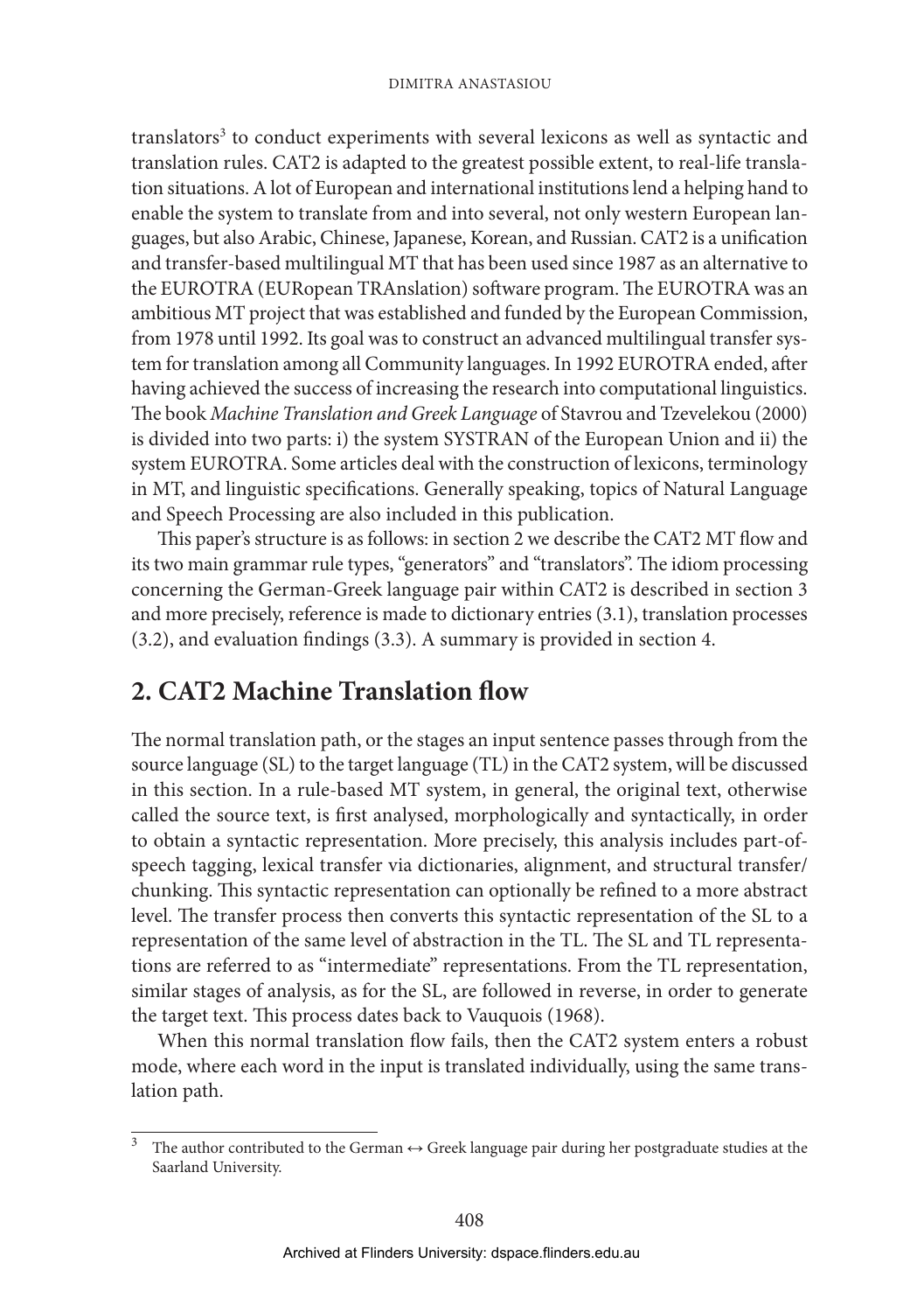translators[3] to conduct experiments with several lexicons as well as syntactic and translation rules. CAT2 is adapted to the greatest possible extent, to real-life translation situations. A lot of European and international institutions lend a helping hand to enable the system to translate from and into several, not only western European languages, but also Arabic, Chinese, Japanese, Korean, and Russian. CAT2 is a unification and transfer-based multilingual MT that has been used since 1987 as an alternative to the EUROTRA (EURopean TRAnslation) software program. The EUROTRA was an ambitious MT project that was established and funded by the European Commission, from 1978 until 1992. Its goal was to construct an advanced multilingual transfer system for translation among all Community languages. In 1992 EUROTRA ended, after having achieved the success of increasing the research into computational linguistics. The book *Machine Translation and Greek Language* of Stavrou and Tzevelekou (2000) is divided into two parts: i) the system SYSTRAN of the European Union and ii) the system EUROTRA. Some articles deal with the construction of lexicons, terminology in MT, and linguistic specifications. Generally speaking, topics of Natural Language and Speech Processing are also included in this publication.

This paper's structure is as follows: in section 2 we describe the CAT2 MT flow and its two main grammar rule types, "generators" and "translators". The idiom processing concerning the German-Greek language pair within CAT2 is described in section 3 and more precisely, reference is made to dictionary entries (3.1), translation processes (3.2), and evaluation findings (3.3). A summary is provided in section 4.

## 2. CAT2 Machine Translation flow

The normal translation path, or the stages an input sentence passes through from the source language (SL) to the target language (TL) in the CAT2 system, will be discussed in this section. In a rule-based MT system, in general, the original text, otherwise called the source text, is first analysed, morphologically and syntactically, in order to obtain a syntactic representation. More precisely, this analysis includes part-of-speech tagging, lexical transfer via dictionaries, alignment, and structural transfer/chunking. This syntactic representation can optionally be refined to a more abstract level. The transfer process then converts this syntactic representation of the SL to a representation of the same level of abstraction in the TL. The SL and TL representations are referred to as "intermediate" representations. From the TL representation, similar stages of analysis, as for the SL, are followed in reverse, in order to generate the target text. This process dates back to Vauquois (1968).

When this normal translation flow fails, then the CAT2 system enters a robust mode, where each word in the input is translated individually, using the same translation path.

[3] The author contributed to the German ↔ Greek language pair during her postgraduate studies at the Saarland University.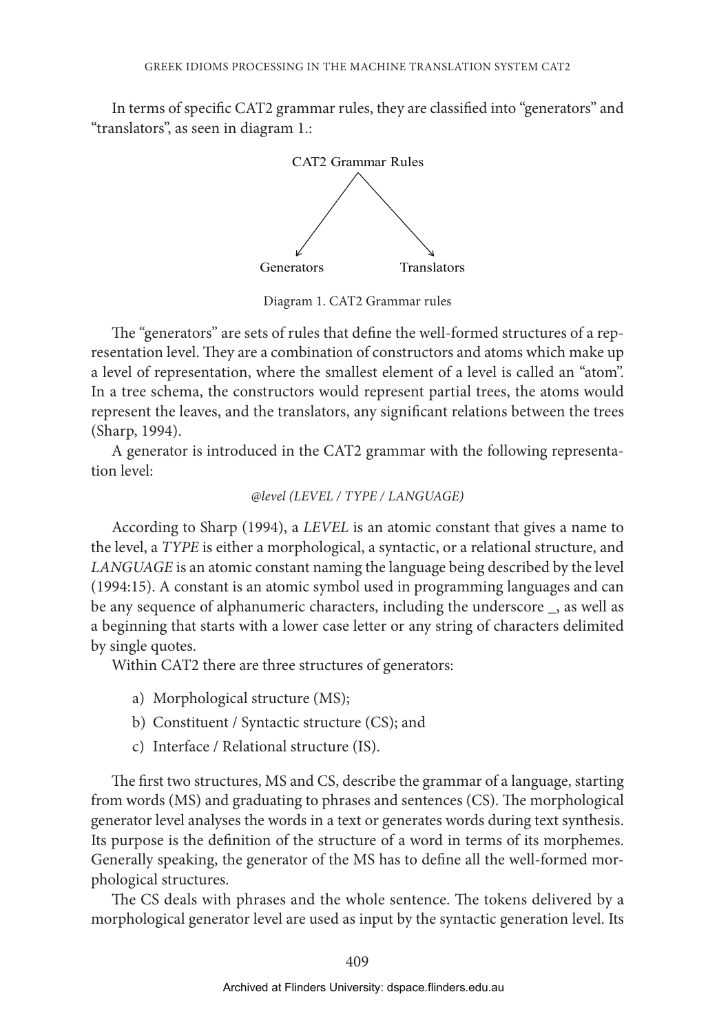In terms of specific CAT2 grammar rules, they are classified into "generators" and "translators", as seen in diagram 1.:

CAT2 Grammar Rules

Generators    Translators

Diagram 1. CAT2 Grammar rules

The "generators" are sets of rules that define the well-formed structures of a representation level. They are a combination of constructors and atoms which make up a level of representation, where the smallest element of a level is called an "atom". In a tree schema, the constructors would represent partial trees, the atoms would represent the leaves, and the translators, any significant relations between the trees (Sharp, 1994).

A generator is introduced in the CAT2 grammar with the following representation level:

*@level (LEVEL / TYPE / LANGUAGE)*

According to Sharp (1994), a *LEVEL* is an atomic constant that gives a name to the level, a *TYPE* is either a morphological, a syntactic, or a relational structure, and *LANGUAGE* is an atomic constant naming the language being described by the level (1994:15). A constant is an atomic symbol used in programming languages and can be any sequence of alphanumeric characters, including the underscore _, as well as a beginning that starts with a lower case letter or any string of characters delimited by single quotes.

Within CAT2 there are three structures of generators:

a) Morphological structure (MS);
b) Constituent / Syntactic structure (CS); and
c) Interface / Relational structure (IS).

The first two structures, MS and CS, describe the grammar of a language, starting from words (MS) and graduating to phrases and sentences (CS). The morphological generator level analyses the words in a text or generates words during text synthesis. Its purpose is the definition of the structure of a word in terms of its morphemes. Generally speaking, the generator of the MS has to define all the well-formed morphological structures.

The CS deals with phrases and the whole sentence. The tokens delivered by a morphological generator level are used as input by the syntactic generation level. Its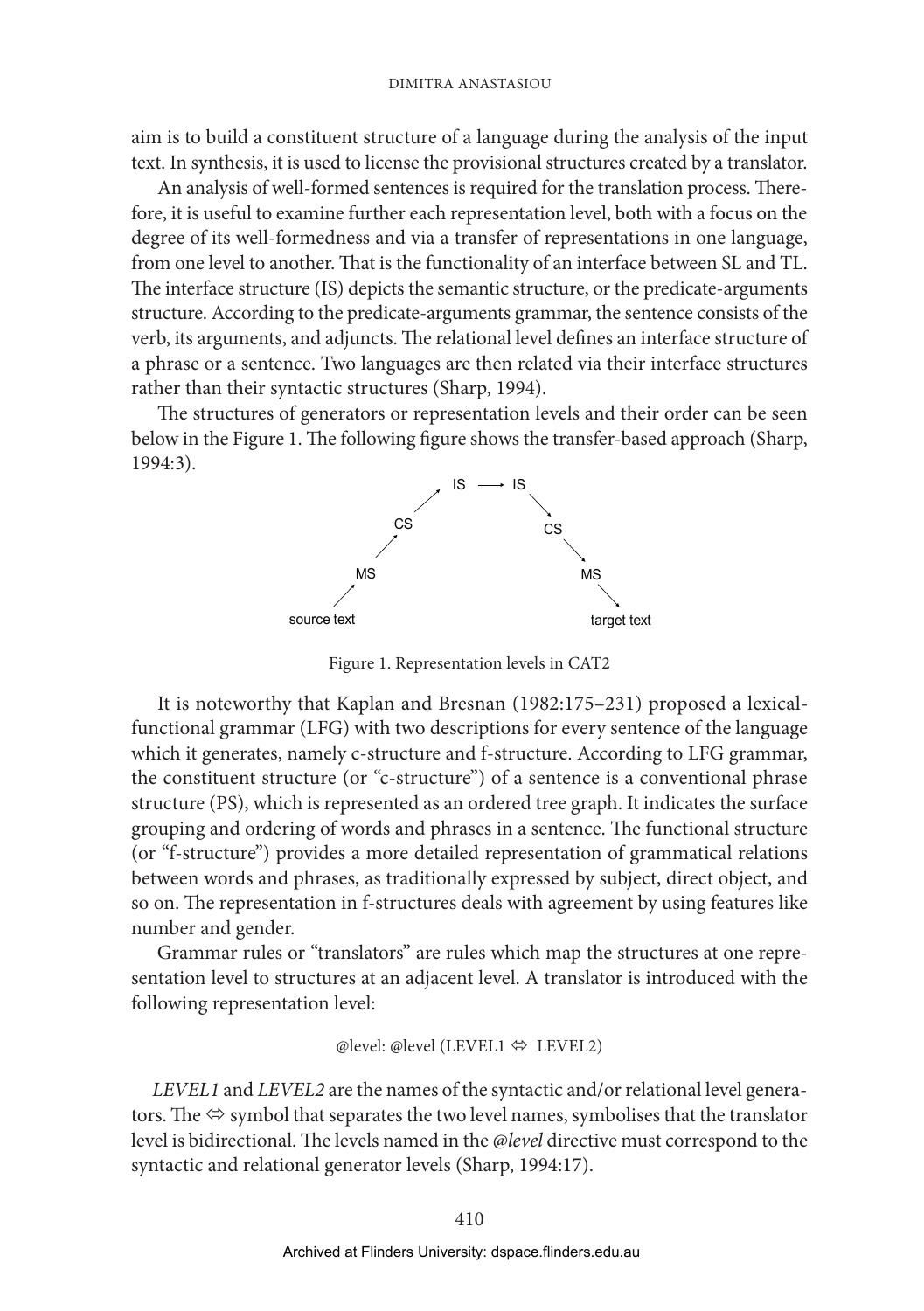aim is to build a constituent structure of a language during the analysis of the input text. In synthesis, it is used to license the provisional structures created by a translator.

An analysis of well-formed sentences is required for the translation process. Therefore, it is useful to examine further each representation level, both with a focus on the degree of its well-formedness and via a transfer of representations in one language, from one level to another. That is the functionality of an interface between SL and TL. The interface structure (IS) depicts the semantic structure, or the predicate-arguments structure. According to the predicate-arguments grammar, the sentence consists of the verb, its arguments, and adjuncts. The relational level defines an interface structure of a phrase or a sentence. Two languages are then related via their interface structures rather than their syntactic structures (Sharp, 1994).

The structures of generators or representation levels and their order can be seen below in the Figure 1. The following figure shows the transfer-based approach (Sharp, 1994:3).

```
                 IS ⟶ IS
               ↗         ↘
             CS            CS
           ↗                 ↘
         MS                    MS
       ↗                         ↘
source text                    target text
```

Figure 1. Representation levels in CAT2

It is noteworthy that Kaplan and Bresnan (1982:175–231) proposed a lexical-functional grammar (LFG) with two descriptions for every sentence of the language which it generates, namely c-structure and f-structure. According to LFG grammar, the constituent structure (or "c-structure") of a sentence is a conventional phrase structure (PS), which is represented as an ordered tree graph. It indicates the surface grouping and ordering of words and phrases in a sentence. The functional structure (or "f-structure") provides a more detailed representation of grammatical relations between words and phrases, as traditionally expressed by subject, direct object, and so on. The representation in f-structures deals with agreement by using features like number and gender.

Grammar rules or "translators" are rules which map the structures at one representation level to structures at an adjacent level. A translator is introduced with the following representation level:

@level: @level (LEVEL1 ⇔ LEVEL2)

*LEVEL1* and *LEVEL2* are the names of the syntactic and/or relational level generators. The ⇔ symbol that separates the two level names, symbolises that the translator level is bidirectional. The levels named in the *@level* directive must correspond to the syntactic and relational generator levels (Sharp, 1994:17).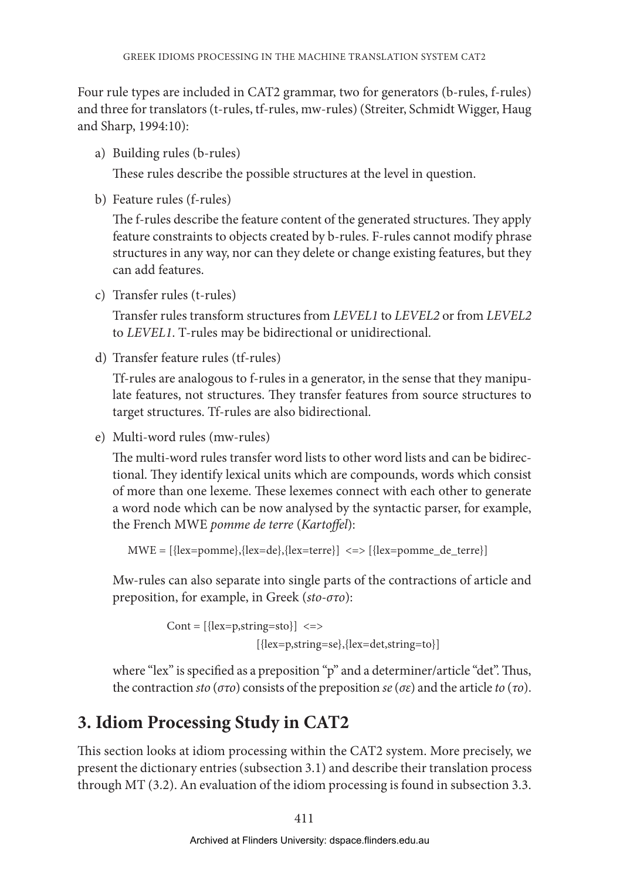Four rule types are included in CAT2 grammar, two for generators (b-rules, f-rules) and three for translators (t-rules, tf-rules, mw-rules) (Streiter, Schmidt Wigger, Haug and Sharp, 1994:10):

a) Building rules (b-rules)

   These rules describe the possible structures at the level in question.

b) Feature rules (f-rules)

   The f-rules describe the feature content of the generated structures. They apply feature constraints to objects created by b-rules. F-rules cannot modify phrase structures in any way, nor can they delete or change existing features, but they can add features.

c) Transfer rules (t-rules)

   Transfer rules transform structures from *LEVEL1* to *LEVEL2* or from *LEVEL2* to *LEVEL1*. T-rules may be bidirectional or unidirectional.

d) Transfer feature rules (tf-rules)

   Tf-rules are analogous to f-rules in a generator, in the sense that they manipulate features, not structures. They transfer features from source structures to target structures. Tf-rules are also bidirectional.

e) Multi-word rules (mw-rules)

   The multi-word rules transfer word lists to other word lists and can be bidirectional. They identify lexical units which are compounds, words which consist of more than one lexeme. These lexemes connect with each other to generate a word node which can be now analysed by the syntactic parser, for example, the French MWE *pomme de terre* (*Kartoffel*):

   ```
   MWE = [{lex=pomme},{lex=de},{lex=terre}]  <=> [{lex=pomme_de_terre}]
   ```

   Mw-rules can also separate into single parts of the contractions of article and preposition, for example, in Greek (*sto*-*στο*):

   ```
   Cont = [{lex=p,string=sto}]  <=>
                       [{lex=p,string=se},{lex=det,string=to}]
   ```

   where "lex" is specified as a preposition "p" and a determiner/article "det". Thus, the contraction *sto* (*στο*) consists of the preposition *se* (*σε*) and the article *to* (*το*).

## 3. Idiom Processing Study in CAT2

This section looks at idiom processing within the CAT2 system. More precisely, we present the dictionary entries (subsection 3.1) and describe their translation process through MT (3.2). An evaluation of the idiom processing is found in subsection 3.3.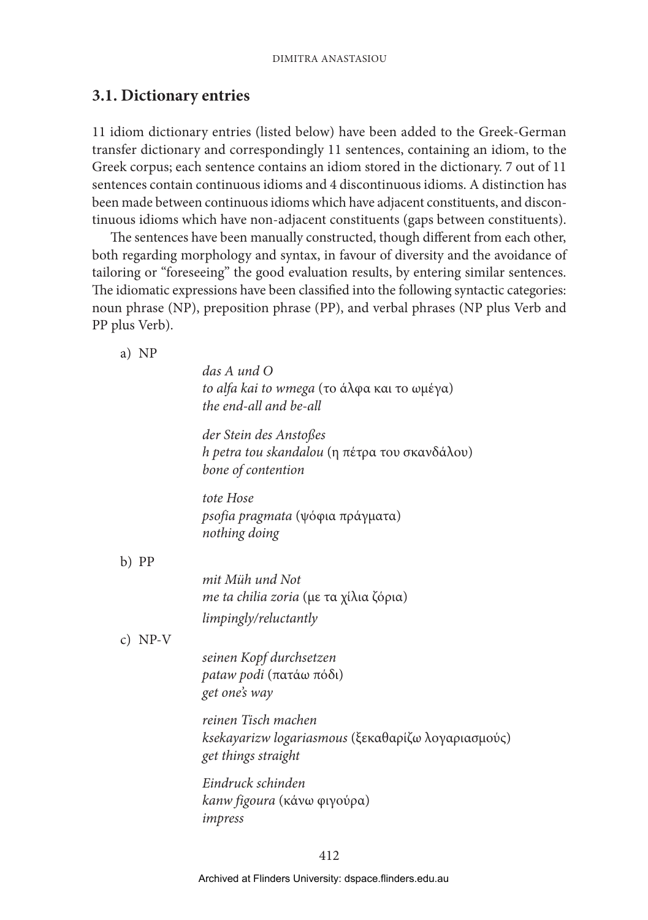## 3.1. Dictionary entries

11 idiom dictionary entries (listed below) have been added to the Greek-German transfer dictionary and correspondingly 11 sentences, containing an idiom, to the Greek corpus; each sentence contains an idiom stored in the dictionary. 7 out of 11 sentences contain continuous idioms and 4 discontinuous idioms. A distinction has been made between continuous idioms which have adjacent constituents, and discontinuous idioms which have non-adjacent constituents (gaps between constituents).

The sentences have been manually constructed, though different from each other, both regarding morphology and syntax, in favour of diversity and the avoidance of tailoring or "foreseeing" the good evaluation results, by entering similar sentences. The idiomatic expressions have been classified into the following syntactic categories: noun phrase (NP), preposition phrase (PP), and verbal phrases (NP plus Verb and PP plus Verb).

a) NP

*das A und O*
*to alfa kai to wmega* (το άλφα και το ωμέγα)
*the end-all and be-all*

*der Stein des Anstoßes*
*h petra tou skandalou* (η πέτρα του σκανδάλου)
*bone of contention*

*tote Hose*
*psofia pragmata* (ψόφια πράγματα)
*nothing doing*

b) PP

*mit Müh und Not*
*me ta chilia zoria* (με τα χίλια ζόρια)
*limpingly/reluctantly*

c) NP-V

*seinen Kopf durchsetzen*
*pataw podi* (πατάω πόδι)
*get one's way*

*reinen Tisch machen*
*ksekayarizw logariasmous* (ξεκαθαρίζω λογαριασμούς)
*get things straight*

*Eindruck schinden*
*kanw figoura* (κάνω φιγούρα)
*impress*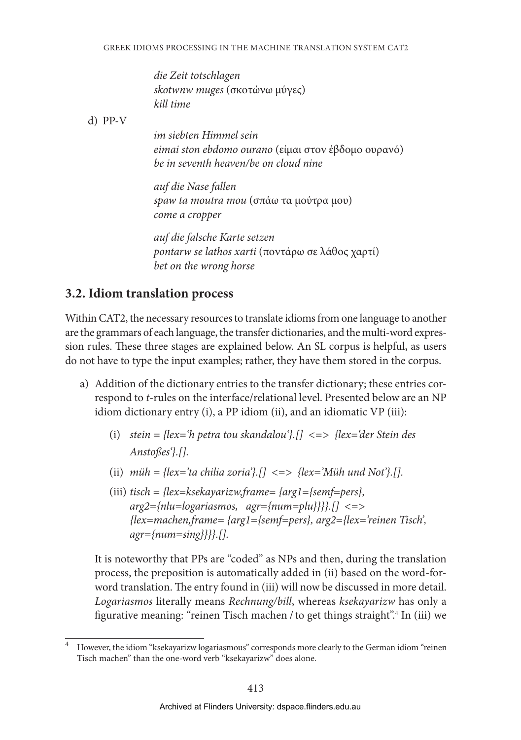*die Zeit totschlagen*
*skotwnw muges* (σκοτώνω μύγες)
*kill time*

d) PP-V

*im siebten Himmel sein*
*eimai ston ebdomo ourano* (είμαι στον έβδομο ουρανό)
*be in seventh heaven/be on cloud nine*

*auf die Nase fallen*
*spaw ta moutra mou* (σπάω τα μούτρα μου)
*come a cropper*

*auf die falsche Karte setzen*
*pontarw se lathos xarti* (ποντάρω σε λάθος χαρτί)
*bet on the wrong horse*

## 3.2. Idiom translation process

Within CAT2, the necessary resources to translate idioms from one language to another are the grammars of each language, the transfer dictionaries, and the multi-word expression rules. These three stages are explained below. An SL corpus is helpful, as users do not have to type the input examples; rather, they have them stored in the corpus.

a) Addition of the dictionary entries to the transfer dictionary; these entries correspond to *t*-rules on the interface/relational level. Presented below are an NP idiom dictionary entry (i), a PP idiom (ii), and an idiomatic VP (iii):

   (i) *stein = {lex='h petra tou skandalou'}.[] <=> {lex='der Stein des Anstoßes'}.[].*

   (ii) *müh = {lex='ta chilia zoria'}.[] <=> {lex='Müh und Not'}.[].*

   (iii) *tisch = {lex=ksekayarizw,frame= {arg1={semf=pers}, arg2={nlu=logariasmos, agr={num=plu}}}}.[] <=> {lex=machen,frame= {arg1={semf=pers}, arg2={lex='reinen Tisch', agr={num=sing}}}}.[].*

   It is noteworthy that PPs are "coded" as NPs and then, during the translation process, the preposition is automatically added in (ii) based on the word-for-word translation. The entry found in (iii) will now be discussed in more detail. *Logariasmos* literally means *Rechnung/bill*, whereas *ksekayarizw* has only a figurative meaning: "reinen Tisch machen / to get things straight".[4] In (iii) we

[4] However, the idiom "ksekayarizw logariasmous" corresponds more clearly to the German idiom "reinen Tisch machen" than the one-word verb "ksekayarizw" does alone.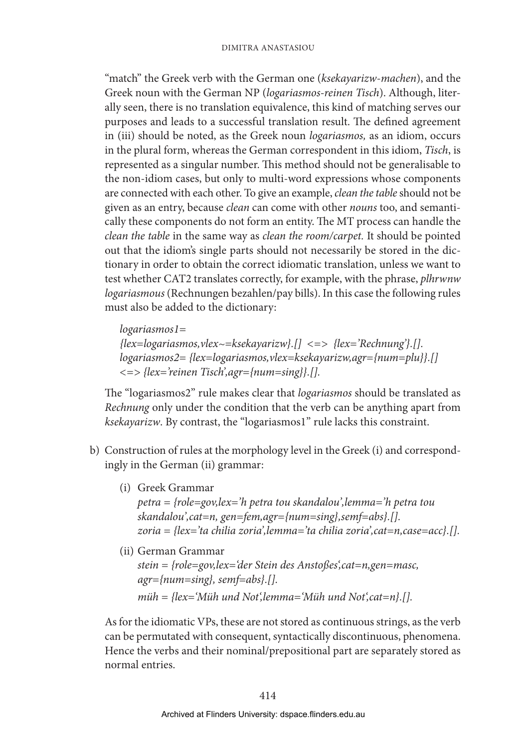"match" the Greek verb with the German one (*ksekayarizw-machen*), and the Greek noun with the German NP (*logariasmos-reinen Tisch*). Although, literally seen, there is no translation equivalence, this kind of matching serves our purposes and leads to a successful translation result. The defined agreement in (iii) should be noted, as the Greek noun *logariasmos,* as an idiom, occurs in the plural form, whereas the German correspondent in this idiom, *Tisch*, is represented as a singular number. This method should not be generalisable to the non-idiom cases, but only to multi-word expressions whose components are connected with each other. To give an example, *clean the table* should not be given as an entry, because *clean* can come with other *nouns* too, and semantically these components do not form an entity. The MT process can handle the *clean the table* in the same way as *clean the room/carpet*. It should be pointed out that the idiom's single parts should not necessarily be stored in the dictionary in order to obtain the correct idiomatic translation, unless we want to test whether CAT2 translates correctly, for example, with the phrase, *plhrwnw logariasmous* (Rechnungen bezahlen/pay bills). In this case the following rules must also be added to the dictionary:

*logariasmos1=*
*{lex=logariasmos,vlex~=ksekayarizw}.[] <=> {lex='Rechnung'}.[].*
*logariasmos2= {lex=logariasmos,vlex=ksekayarizw,agr={num=plu}}.[]*
*<=> {lex='reinen Tisch',agr={num=sing}}.[].*

The "logariasmos2" rule makes clear that *logariasmos* should be translated as *Rechnung* only under the condition that the verb can be anything apart from *ksekayarizw*. By contrast, the "logariasmos1" rule lacks this constraint.

b) Construction of rules at the morphology level in the Greek (i) and correspondingly in the German (ii) grammar:

   (i) Greek Grammar
   *petra = {role=gov,lex='h petra tou skandalou',lemma='h petra tou skandalou',cat=n, gen=fem,agr={num=sing},semf=abs}.[].*
   *zoria = {lex='ta chilia zoria',lemma='ta chilia zoria',cat=n,case=acc}.[].*

   (ii) German Grammar
   *stein = {role=gov,lex='der Stein des Anstoßes',cat=n,gen=masc, agr={num=sing}, semf=abs}.[].*
   *müh = {lex='Müh und Not',lemma='Müh und Not',cat=n}.[].*

As for the idiomatic VPs, these are not stored as continuous strings, as the verb can be permutated with consequent, syntactically discontinuous, phenomena. Hence the verbs and their nominal/prepositional part are separately stored as normal entries.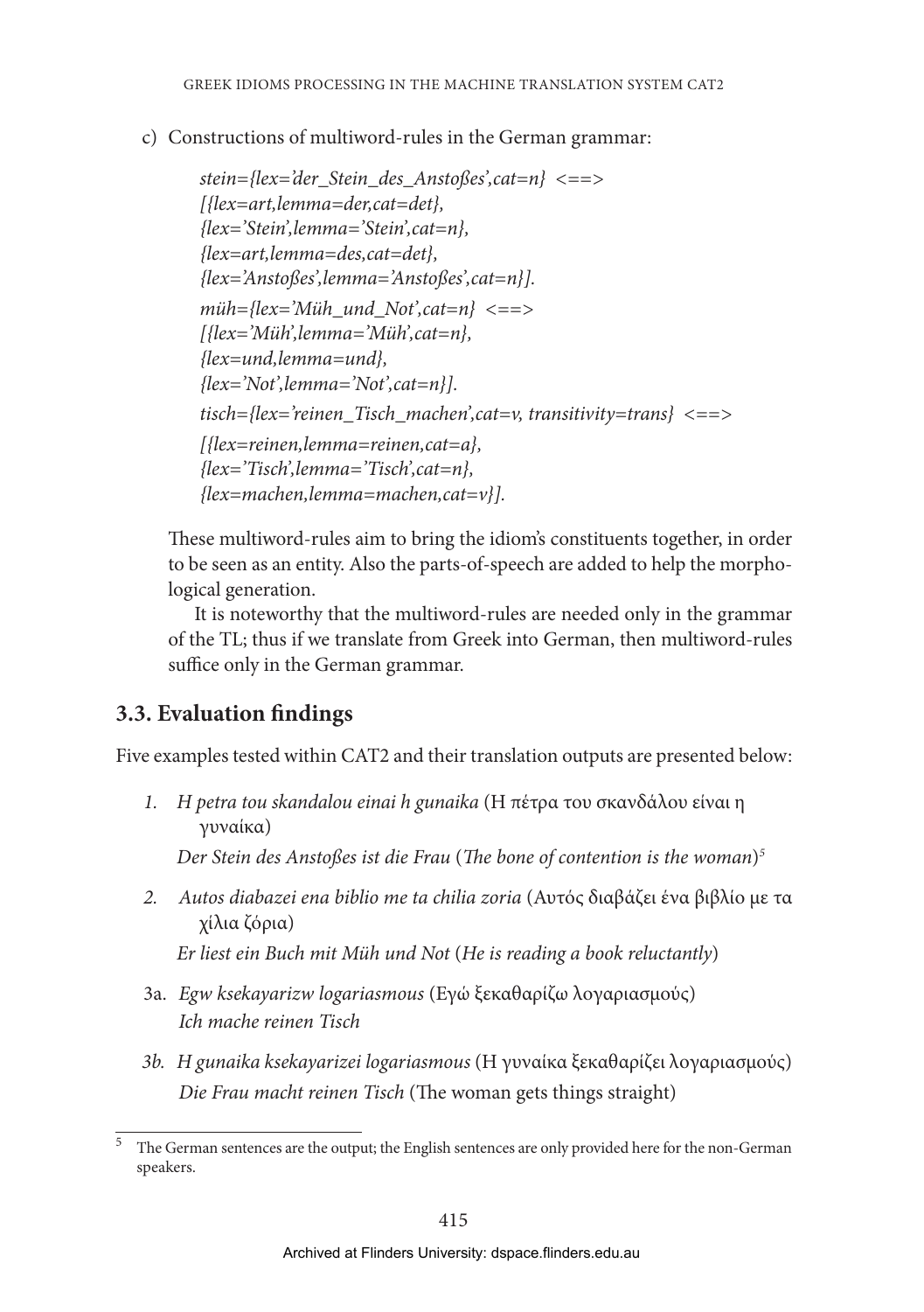c) Constructions of multiword-rules in the German grammar:

```
stein={lex='der_Stein_des_Anstoßes',cat=n} <==>
[{lex=art,lemma=der,cat=det},
{lex='Stein',lemma='Stein',cat=n},
{lex=art,lemma=des,cat=det},
{lex='Anstoßes',lemma='Anstoßes',cat=n}].
müh={lex='Müh_und_Not',cat=n} <==>
[{lex='Müh',lemma='Müh',cat=n},
{lex=und,lemma=und},
{lex='Not',lemma='Not',cat=n}].
tisch={lex='reinen_Tisch_machen',cat=v, transitivity=trans} <==>
[{lex=reinen,lemma=reinen,cat=a},
{lex='Tisch',lemma='Tisch',cat=n},
{lex=machen,lemma=machen,cat=v}].
```

These multiword-rules aim to bring the idiom's constituents together, in order to be seen as an entity. Also the parts-of-speech are added to help the morphological generation.

It is noteworthy that the multiword-rules are needed only in the grammar of the TL; thus if we translate from Greek into German, then multiword-rules suffice only in the German grammar.

### 3.3. Evaluation findings

Five examples tested within CAT2 and their translation outputs are presented below:

1. *H petra tou skandalou einai h gunaika* (Η πέτρα του σκανδάλου είναι η γυναίκα)
   *Der Stein des Anstoßes ist die Frau* (*The bone of contention is the woman*)[5]

2. *Autos diabazei ena biblio me ta chilia zoria* (Αυτός διαβάζει ένα βιβλίο με τα χίλια ζόρια)
   *Er liest ein Buch mit Müh und Not* (*He is reading a book reluctantly*)

3a. *Egw ksekayarizw logariasmous* (Εγώ ξεκαθαρίζω λογαριασμούς)
   *Ich mache reinen Tisch*

3b. *H gunaika ksekayarizei logariasmous* (Η γυναίκα ξεκαθαρίζει λογαριασμούς)
   *Die Frau macht reinen Tisch* (The woman gets things straight)

[5] The German sentences are the output; the English sentences are only provided here for the non-German speakers.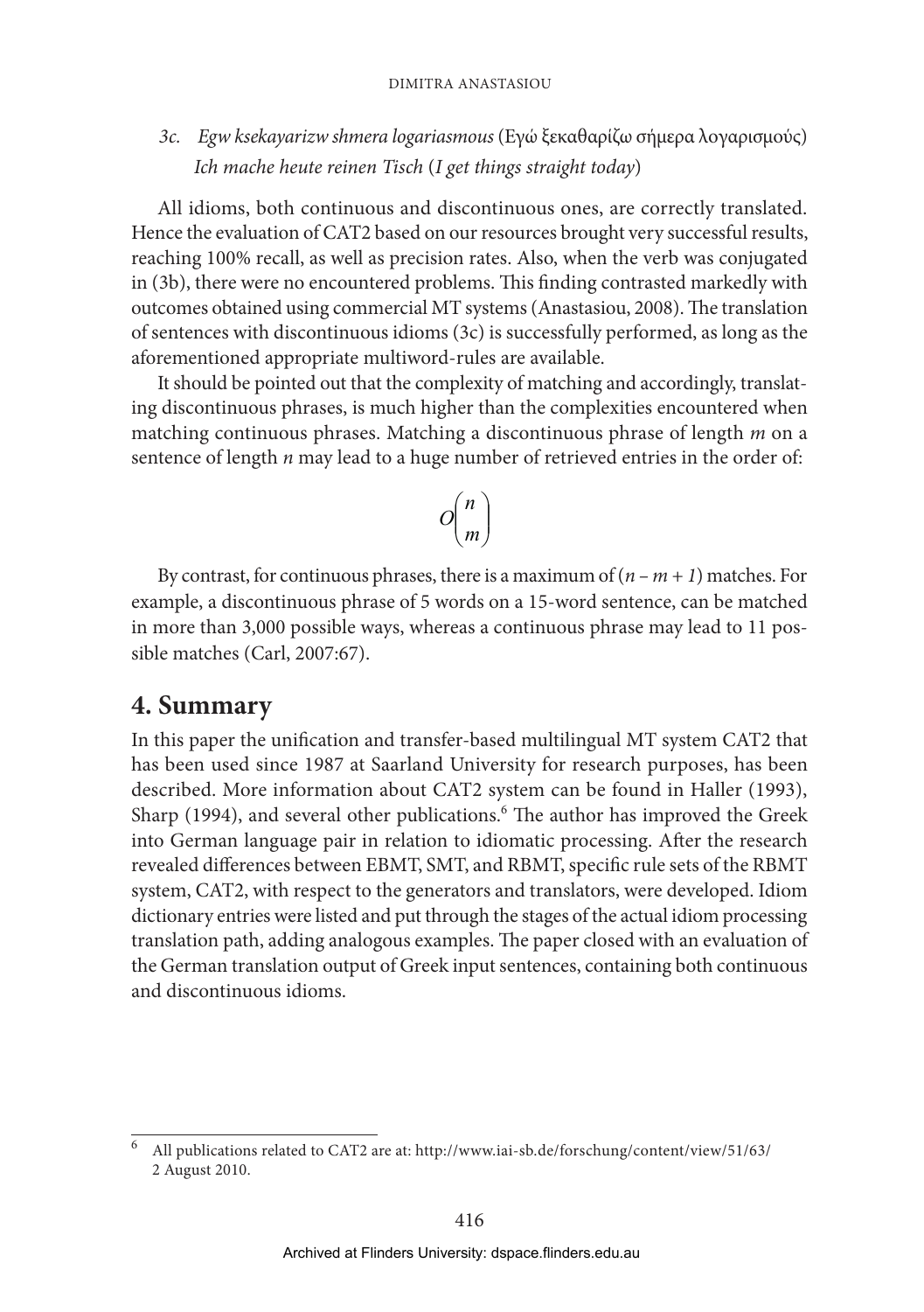*3c. Egw ksekayarizw shmera logariasmous* (Εγώ ξεκαθαρίζω σήμερα λογαριασμούς)
*Ich mache heute reinen Tisch* (*I get things straight today*)

All idioms, both continuous and discontinuous ones, are correctly translated. Hence the evaluation of CAT2 based on our resources brought very successful results, reaching 100% recall, as well as precision rates. Also, when the verb was conjugated in (3b), there were no encountered problems. This finding contrasted markedly with outcomes obtained using commercial MT systems (Anastasiou, 2008). The translation of sentences with discontinuous idioms (3c) is successfully performed, as long as the aforementioned appropriate multiword-rules are available.

It should be pointed out that the complexity of matching and accordingly, translating discontinuous phrases, is much higher than the complexities encountered when matching continuous phrases. Matching a discontinuous phrase of length $m$ on a sentence of length $n$ may lead to a huge number of retrieved entries in the order of:

$$O\binom{n}{m}$$

By contrast, for continuous phrases, there is a maximum of $(n - m + 1)$ matches. For example, a discontinuous phrase of 5 words on a 15-word sentence, can be matched in more than 3,000 possible ways, whereas a continuous phrase may lead to 11 possible matches (Carl, 2007:67).

## 4. Summary

In this paper the unification and transfer-based multilingual MT system CAT2 that has been used since 1987 at Saarland University for research purposes, has been described. More information about CAT2 system can be found in Haller (1993), Sharp (1994), and several other publications.[6] The author has improved the Greek into German language pair in relation to idiomatic processing. After the research revealed differences between EBMT, SMT, and RBMT, specific rule sets of the RBMT system, CAT2, with respect to the generators and translators, were developed. Idiom dictionary entries were listed and put through the stages of the actual idiom processing translation path, adding analogous examples. The paper closed with an evaluation of the German translation output of Greek input sentences, containing both continuous and discontinuous idioms.

---

[6] All publications related to CAT2 are at: http://www.iai-sb.de/forschung/content/view/51/63/ 2 August 2010.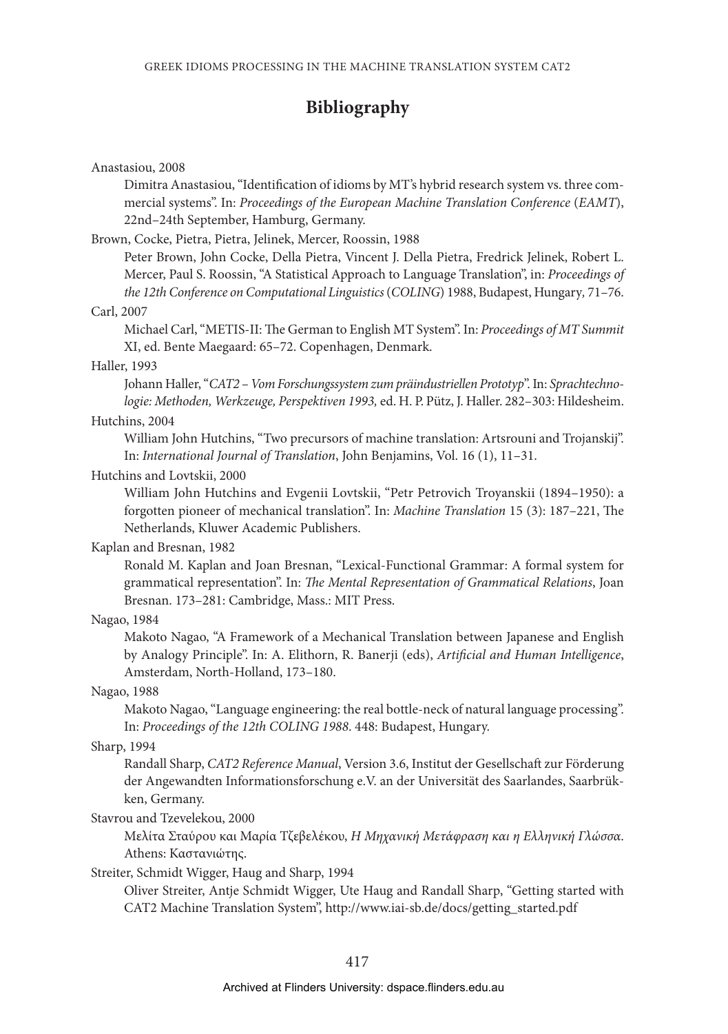# Bibliography

Anastasiou, 2008

Dimitra Anastasiou, "Identification of idioms by MT's hybrid research system vs. three commercial systems". In: *Proceedings of the European Machine Translation Conference* (*EAMT*), 22nd–24th September, Hamburg, Germany.

Brown, Cocke, Pietra, Pietra, Jelinek, Mercer, Roossin, 1988

Peter Brown, John Cocke, Della Pietra, Vincent J. Della Pietra, Fredrick Jelinek, Robert L. Mercer, Paul S. Roossin, "A Statistical Approach to Language Translation", in: *Proceedings of the 12th Conference on Computational Linguistics* (*COLING*) 1988, Budapest, Hungary, 71–76.

Carl, 2007

Michael Carl, "METIS-II: The German to English MT System". In: *Proceedings of MT Summit* XI, ed. Bente Maegaard: 65–72. Copenhagen, Denmark.

Haller, 1993

Johann Haller, "*CAT2 – Vom Forschungssystem zum präindustriellen Prototyp*". In: *Sprachtechnologie: Methoden, Werkzeuge, Perspektiven 1993,* ed. H. P. Pütz, J. Haller. 282–303: Hildesheim.

Hutchins, 2004

William John Hutchins, "Two precursors of machine translation: Artsrouni and Trojanskij". In: *International Journal of Translation*, John Benjamins, Vol. 16 (1), 11–31.

Hutchins and Lovtskii, 2000

William John Hutchins and Evgenii Lovtskii, "Petr Petrovich Troyanskii (1894–1950): a forgotten pioneer of mechanical translation". In: *Machine Translation* 15 (3): 187–221, The Netherlands, Kluwer Academic Publishers.

Kaplan and Bresnan, 1982

Ronald M. Kaplan and Joan Bresnan, "Lexical-Functional Grammar: A formal system for grammatical representation". In: *The Mental Representation of Grammatical Relations*, Joan Bresnan. 173–281: Cambridge, Mass.: MIT Press.

Nagao, 1984

Makoto Nagao, "A Framework of a Mechanical Translation between Japanese and English by Analogy Principle". In: A. Elithorn, R. Banerji (eds), *Artificial and Human Intelligence*, Amsterdam, North-Holland, 173–180.

Nagao, 1988

Makoto Nagao, "Language engineering: the real bottle-neck of natural language processing". In: *Proceedings of the 12th COLING 1988*. 448: Budapest, Hungary.

Sharp, 1994

Randall Sharp, *CAT2 Reference Manual*, Version 3.6, Institut der Gesellschaft zur Förderung der Angewandten Informationsforschung e.V. an der Universität des Saarlandes, Saarbrükken, Germany.

Stavrou and Tzevelekou, 2000

Μελίτα Σταύρου και Μαρία Τζεβελέκου, *Η Μηχανική Μετάφραση και η Ελληνική Γλώσσα*. Athens: Καστανιώτης.

Streiter, Schmidt Wigger, Haug and Sharp, 1994

Oliver Streiter, Antje Schmidt Wigger, Ute Haug and Randall Sharp, "Getting started with CAT2 Machine Translation System", http://www.iai-sb.de/docs/getting_started.pdf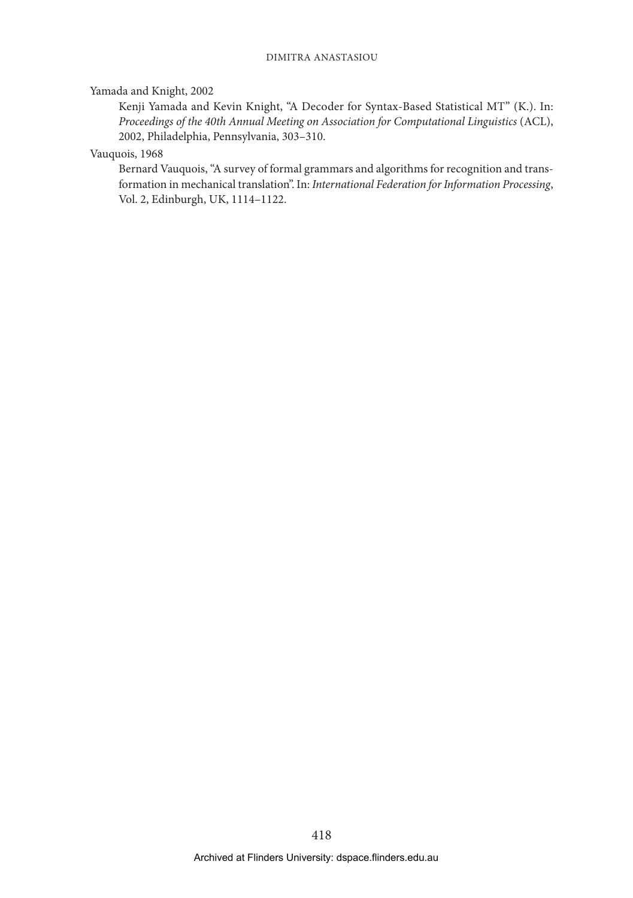Yamada and Knight, 2002

Kenji Yamada and Kevin Knight, "A Decoder for Syntax-Based Statistical MT" (K.). In: *Proceedings of the 40th Annual Meeting on Association for Computational Linguistics* (ACL), 2002, Philadelphia, Pennsylvania, 303–310.

Vauquois, 1968

Bernard Vauquois, "A survey of formal grammars and algorithms for recognition and transformation in mechanical translation". In: *International Federation for Information Processing*, Vol. 2, Edinburgh, UK, 1114–1122.